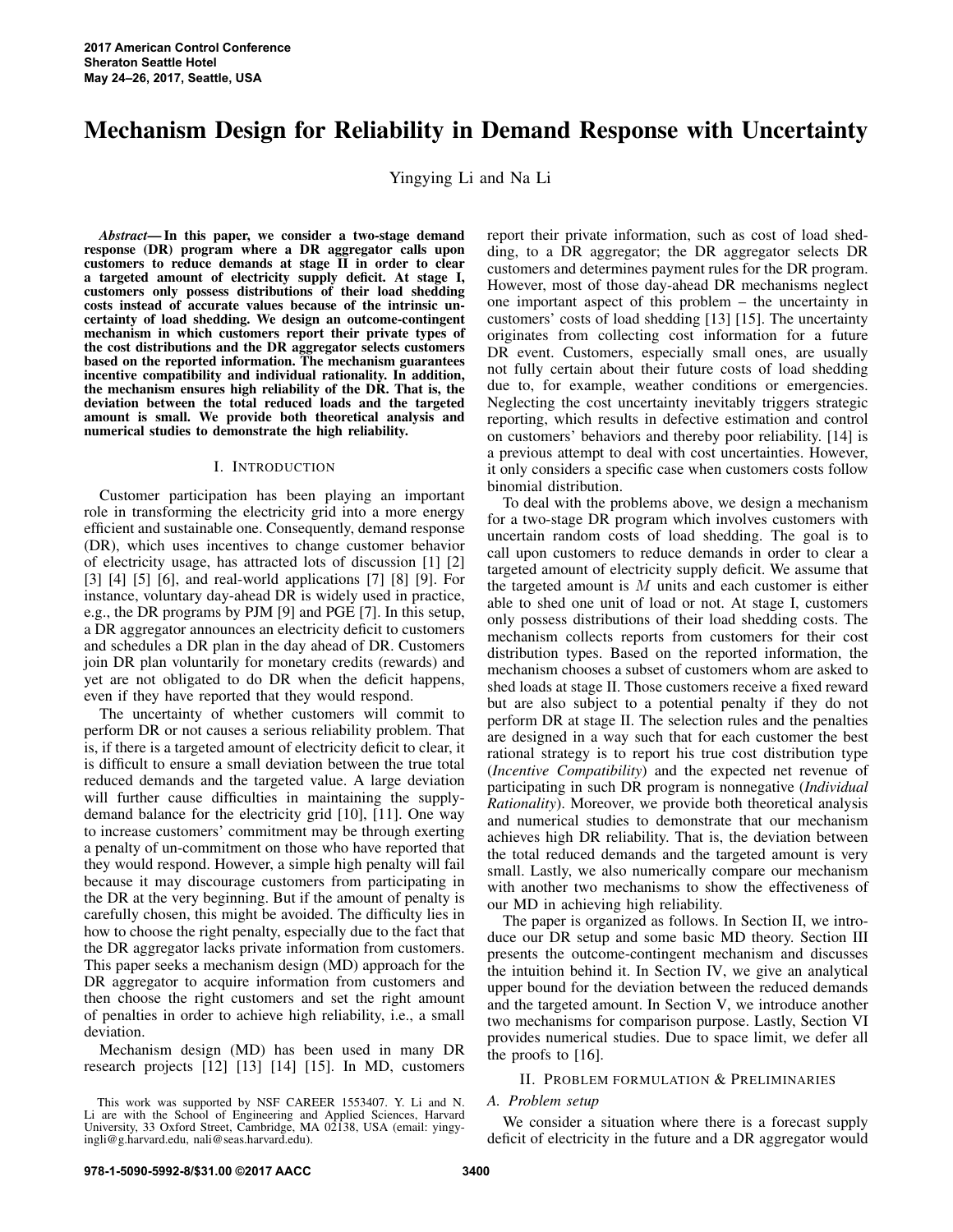# Mechanism Design for Reliability in Demand Response with Uncertainty

Yingying Li and Na Li

***Abstract*— In this paper, we consider a two-stage demand response (DR) program where a DR aggregator calls upon customers to reduce demands at stage II in order to clear a targeted amount of electricity supply deficit. At stage I, customers only possess distributions of their load shedding costs instead of accurate values because of the intrinsic uncertainty of load shedding. We design an outcome-contingent mechanism in which customers report their private types of the cost distributions and the DR aggregator selects customers based on the reported information. The mechanism guarantees incentive compatibility and individual rationality. In addition, the mechanism ensures high reliability of the DR. That is, the deviation between the total reduced loads and the targeted amount is small. We provide both theoretical analysis and numerical studies to demonstrate the high reliability.**

## I. Introduction

Customer participation has been playing an important role in transforming the electricity grid into a more energy efficient and sustainable one. Consequently, demand response (DR), which uses incentives to change customer behavior of electricity usage, has attracted lots of discussion [1] [2] [3] [4] [5] [6], and real-world applications [7] [8] [9]. For instance, voluntary day-ahead DR is widely used in practice, e.g., the DR programs by PJM [9] and PGE [7]. In this setup, a DR aggregator announces an electricity deficit to customers and schedules a DR plan in the day ahead of DR. Customers join DR plan voluntarily for monetary credits (rewards) and yet are not obligated to do DR when the deficit happens, even if they have reported that they would respond.

The uncertainty of whether customers will commit to perform DR or not causes a serious reliability problem. That is, if there is a targeted amount of electricity deficit to clear, it is difficult to ensure a small deviation between the true total reduced demands and the targeted value. A large deviation will further cause difficulties in maintaining the supply-demand balance for the electricity grid [10], [11]. One way to increase customers' commitment may be through exerting a penalty of un-commitment on those who have reported that they would respond. However, a simple high penalty will fail because it may discourage customers from participating in the DR at the very beginning. But if the amount of penalty is carefully chosen, this might be avoided. The difficulty lies in how to choose the right penalty, especially due to the fact that the DR aggregator lacks private information from customers. This paper seeks a mechanism design (MD) approach for the DR aggregator to acquire information from customers and then choose the right customers and set the right amount of penalties in order to achieve high reliability, i.e., a small deviation.

Mechanism design (MD) has been used in many DR research projects [12] [13] [14] [15]. In MD, customers report their private information, such as cost of load shedding, to a DR aggregator; the DR aggregator selects DR customers and determines payment rules for the DR program. However, most of those day-ahead DR mechanisms neglect one important aspect of this problem – the uncertainty in customers' costs of load shedding [13] [15]. The uncertainty originates from collecting cost information for a future DR event. Customers, especially small ones, are usually not fully certain about their future costs of load shedding due to, for example, weather conditions or emergencies. Neglecting the cost uncertainty inevitably triggers strategic reporting, which results in defective estimation and control on customers' behaviors and thereby poor reliability. [14] is a previous attempt to deal with cost uncertainties. However, it only considers a specific case when customers costs follow binomial distribution.

To deal with the problems above, we design a mechanism for a two-stage DR program which involves customers with uncertain random costs of load shedding. The goal is to call upon customers to reduce demands in order to clear a targeted amount of electricity supply deficit. We assume that the targeted amount is $M$ units and each customer is either able to shed one unit of load or not. At stage I, customers only possess distributions of their load shedding costs. The mechanism collects reports from customers for their cost distribution types. Based on the reported information, the mechanism chooses a subset of customers whom are asked to shed loads at stage II. Those customers receive a fixed reward but are also subject to a potential penalty if they do not perform DR at stage II. The selection rules and the penalties are designed in a way such that for each customer the best rational strategy is to report his true cost distribution type (*Incentive Compatibility*) and the expected net revenue of participating in such DR program is nonnegative (*Individual Rationality*). Moreover, we provide both theoretical analysis and numerical studies to demonstrate that our mechanism achieves high DR reliability. That is, the deviation between the total reduced demands and the targeted amount is very small. Lastly, we also numerically compare our mechanism with another two mechanisms to show the effectiveness of our MD in achieving high reliability.

The paper is organized as follows. In Section II, we introduce our DR setup and some basic MD theory. Section III presents the outcome-contingent mechanism and discusses the intuition behind it. In Section IV, we give an analytical upper bound for the deviation between the reduced demands and the targeted amount. In Section V, we introduce another two mechanisms for comparison purpose. Lastly, Section VI provides numerical studies. Due to space limit, we defer all the proofs to [16].

## II. Problem formulation & Preliminaries

### A. Problem setup

We consider a situation where there is a forecast supply deficit of electricity in the future and a DR aggregator would

This work was supported by NSF CAREER 1553407. Y. Li and N. Li are with the School of Engineering and Applied Sciences, Harvard University, 33 Oxford Street, Cambridge, MA 02138, USA (email: yingyingli@g.harvard.edu, nali@seas.harvard.edu).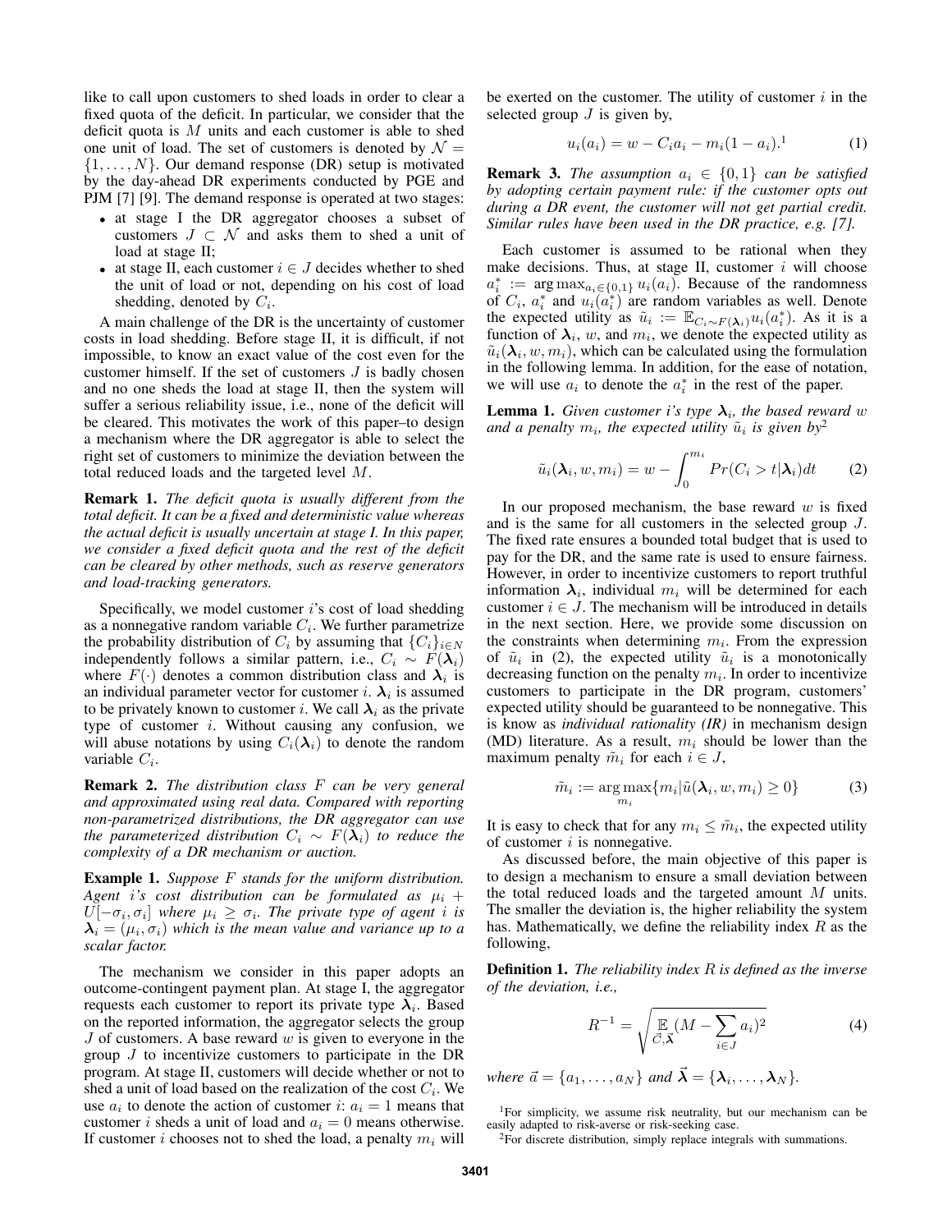like to call upon customers to shed loads in order to clear a fixed quota of the deficit. In particular, we consider that the deficit quota is $M$ units and each customer is able to shed one unit of load. The set of customers is denoted by $\mathcal{N} = \{1, \ldots, N\}$. Our demand response (DR) setup is motivated by the day-ahead DR experiments conducted by PGE and PJM [7] [9]. The demand response is operated at two stages:

- at stage I the DR aggregator chooses a subset of customers $J \subset \mathcal{N}$ and asks them to shed a unit of load at stage II;
- at stage II, each customer $i \in J$ decides whether to shed the unit of load or not, depending on his cost of load shedding, denoted by $C_i$.

A main challenge of the DR is the uncertainty of customer costs in load shedding. Before stage II, it is difficult, if not impossible, to know an exact value of the cost even for the customer himself. If the set of customers $J$ is badly chosen and no one sheds the load at stage II, then the system will suffer a serious reliability issue, i.e., none of the deficit will be cleared. This motivates the work of this paper–to design a mechanism where the DR aggregator is able to select the right set of customers to minimize the deviation between the total reduced loads and the targeted level $M$.

**Remark 1.** *The deficit quota is usually different from the total deficit. It can be a fixed and deterministic value whereas the actual deficit is usually uncertain at stage I. In this paper, we consider a fixed deficit quota and the rest of the deficit can be cleared by other methods, such as reserve generators and load-tracking generators.*

Specifically, we model customer $i$'s cost of load shedding as a nonnegative random variable $C_i$. We further parametrize the probability distribution of $C_i$ by assuming that $\{C_i\}_{i \in N}$ independently follows a similar pattern, i.e., $C_i \sim F(\boldsymbol{\lambda}_i)$ where $F(\cdot)$ denotes a common distribution class and $\boldsymbol{\lambda}_i$ is an individual parameter vector for customer $i$. $\boldsymbol{\lambda}_i$ is assumed to be privately known to customer $i$. We call $\boldsymbol{\lambda}_i$ as the private type of customer $i$. Without causing any confusion, we will abuse notations by using $C_i(\boldsymbol{\lambda}_i)$ to denote the random variable $C_i$.

**Remark 2.** *The distribution class $F$ can be very general and approximated using real data. Compared with reporting non-parametrized distributions, the DR aggregator can use the parameterized distribution $C_i \sim F(\boldsymbol{\lambda}_i)$ to reduce the complexity of a DR mechanism or auction.*

**Example 1.** *Suppose $F$ stands for the uniform distribution. Agent $i$'s cost distribution can be formulated as $\mu_i + U[-\sigma_i, \sigma_i]$ where $\mu_i \geq \sigma_i$. The private type of agent $i$ is $\boldsymbol{\lambda}_i = (\mu_i, \sigma_i)$ which is the mean value and variance up to a scalar factor.*

The mechanism we consider in this paper adopts an outcome-contingent payment plan. At stage I, the aggregator requests each customer to report its private type $\hat{\boldsymbol{\lambda}}_i$. Based on the reported information, the aggregator selects the group $J$ of customers. A base reward $w$ is given to everyone in the group $J$ to incentivize customers to participate in the DR program. At stage II, customers will decide whether or not to shed a unit of load based on the realization of the cost $C_i$. We use $a_i$ to denote the action of customer $i$: $a_i = 1$ means that customer $i$ sheds a unit of load and $a_i = 0$ means otherwise. If customer $i$ chooses not to shed the load, a penalty $m_i$ will be exerted on the customer. The utility of customer $i$ in the selected group $J$ is given by,

$$u_i(a_i) = w - C_i a_i - m_i(1 - a_i).^{1} \tag{1}$$

**Remark 3.** *The assumption $a_i \in \{0, 1\}$ can be satisfied by adopting certain payment rule: if the customer opts out during a DR event, the customer will not get partial credit. Similar rules have been used in the DR practice, e.g. [7].*

Each customer is assumed to be rational when they make decisions. Thus, at stage II, customer $i$ will choose $a_i^* := \arg\max_{a_i \in \{0,1\}} u_i(a_i)$. Because of the randomness of $C_i$, $a_i^*$ and $u_i(a_i^*)$ are random variables as well. Denote the expected utility as $\tilde{u}_i := \mathbb{E}_{C_i \sim F(\boldsymbol{\lambda}_i)} u_i(a_i^*)$. As it is a function of $\boldsymbol{\lambda}_i$, $w$, and $m_i$, we denote the expected utility as $\tilde{u}_i(\boldsymbol{\lambda}_i, w, m_i)$, which can be calculated using the formulation in the following lemma. In addition, for the ease of notation, we will use $a_i$ to denote the $a_i^*$ in the rest of the paper.

**Lemma 1.** *Given customer i's type $\boldsymbol{\lambda}_i$, the based reward $w$ and a penalty $m_i$, the expected utility $\tilde{u}_i$ is given by*[2]

$$\tilde{u}_i(\boldsymbol{\lambda}_i, w, m_i) = w - \int_0^{m_i} Pr(C_i > t | \boldsymbol{\lambda}_i) dt \tag{2}$$

In our proposed mechanism, the base reward $w$ is fixed and is the same for all customers in the selected group $J$. The fixed rate ensures a bounded total budget that is used to pay for the DR, and the same rate is used to ensure fairness. However, in order to incentivize customers to report truthful information $\boldsymbol{\lambda}_i$, individual $m_i$ will be determined for each customer $i \in J$. The mechanism will be introduced in details in the next section. Here, we provide some discussion on the constraints when determining $m_i$. From the expression of $\tilde{u}_i$ in (2), the expected utility $\tilde{u}_i$ is a monotonically decreasing function on the penalty $m_i$. In order to incentivize customers to participate in the DR program, customers' expected utility should be guaranteed to be nonnegative. This is know as *individual rationality (IR)* in mechanism design (MD) literature. As a result, $m_i$ should be lower than the maximum penalty $\tilde{m}_i$ for each $i \in J$,

$$\tilde{m}_i := \arg\max_{m_i} \{m_i | \tilde{u}(\boldsymbol{\lambda}_i, w, m_i) \geq 0\} \tag{3}$$

It is easy to check that for any $m_i \leq \tilde{m}_i$, the expected utility of customer $i$ is nonnegative.

As discussed before, the main objective of this paper is to design a mechanism to ensure a small deviation between the total reduced loads and the targeted amount $M$ units. The smaller the deviation is, the higher reliability the system has. Mathematically, we define the reliability index $R$ as the following,

**Definition 1.** *The reliability index $R$ is defined as the inverse of the deviation, i.e.,*

$$R^{-1} = \sqrt{\mathop{\mathbb{E}}_{\vec{C}, \vec{\boldsymbol{\lambda}}} (M - \sum_{i \in J} a_i)^2} \tag{4}$$

*where $\vec{a} = \{a_1, \ldots, a_N\}$ and $\vec{\boldsymbol{\lambda}} = \{\boldsymbol{\lambda}_i, \ldots, \boldsymbol{\lambda}_N\}$.*

[1]For simplicity, we assume risk neutrality, but our mechanism can be easily adapted to risk-averse or risk-seeking case.

[2]For discrete distribution, simply replace integrals with summations.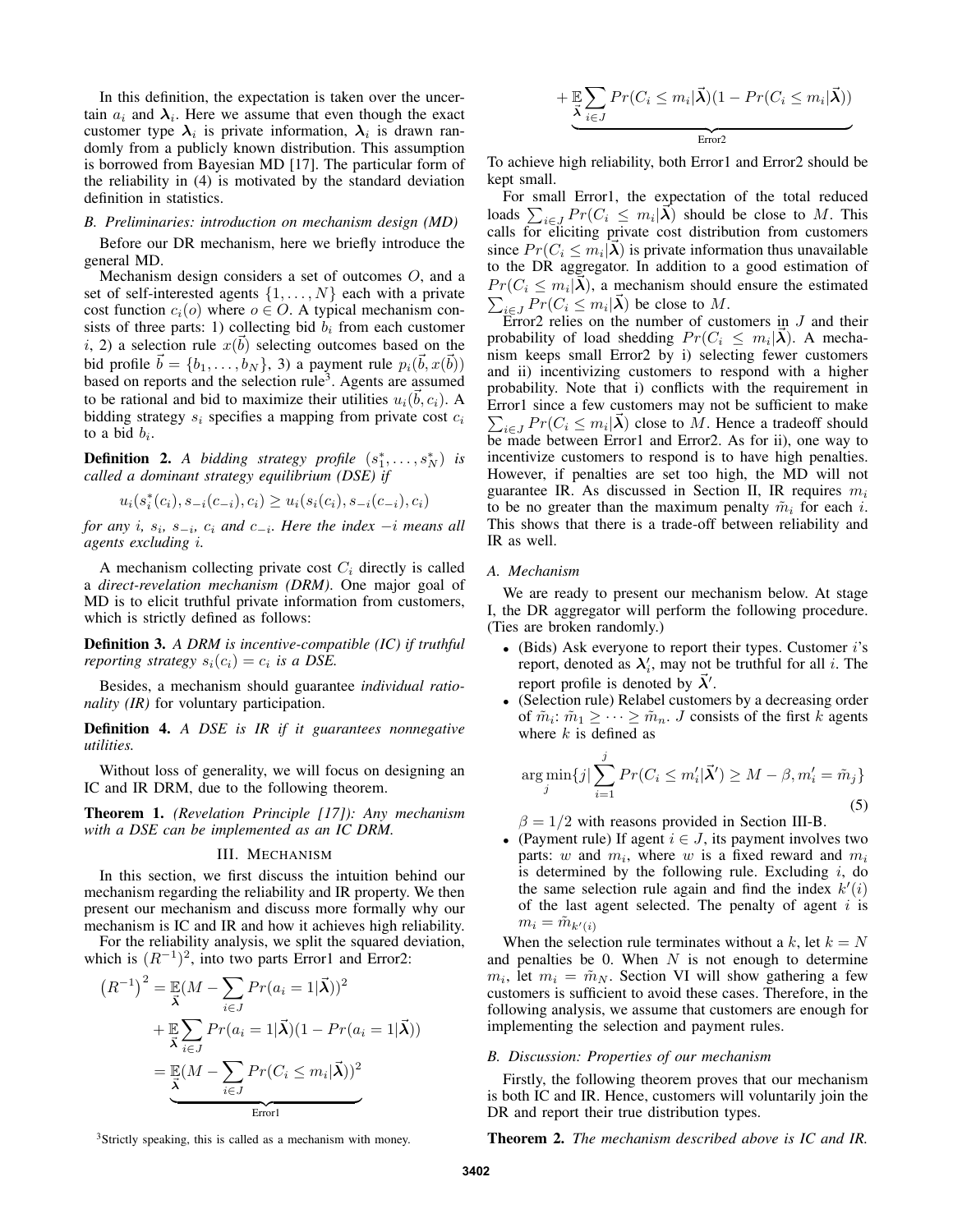In this definition, the expectation is taken over the uncertain $a_i$ and $\boldsymbol{\lambda}_i$. Here we assume that even though the exact customer type $\boldsymbol{\lambda}_i$ is private information, $\boldsymbol{\lambda}_i$ is drawn randomly from a publicly known distribution. This assumption is borrowed from Bayesian MD [17]. The particular form of the reliability in (4) is motivated by the standard deviation definition in statistics.

### B. Preliminaries: introduction on mechanism design (MD)

Before our DR mechanism, here we briefly introduce the general MD.

Mechanism design considers a set of outcomes $O$, and a set of self-interested agents $\{1, \ldots, N\}$ each with a private cost function $c_i(o)$ where $o \in O$. A typical mechanism consists of three parts: 1) collecting bid $b_i$ from each customer $i$, 2) a selection rule $x(\vec{b})$ selecting outcomes based on the bid profile $\vec{b} = \{b_1, \ldots, b_N\}$, 3) a payment rule $p_i(\vec{b}, x(\vec{b}))$ based on reports and the selection rule[3]. Agents are assumed to be rational and bid to maximize their utilities $u_i(\vec{b}, c_i)$. A bidding strategy $s_i$ specifies a mapping from private cost $c_i$ to a bid $b_i$.

**Definition 2.** *A bidding strategy profile $(s_1^*, \ldots, s_N^*)$ is called a dominant strategy equilibrium (DSE) if*

$$u_i(s_i^*(c_i), s_{-i}(c_{-i}), c_i) \geq u_i(s_i(c_i), s_{-i}(c_{-i}), c_i)$$

*for any $i$, $s_i$, $s_{-i}$, $c_i$ and $c_{-i}$. Here the index $-i$ means all agents excluding $i$.*

A mechanism collecting private cost $C_i$ directly is called a *direct-revelation mechanism (DRM)*. One major goal of MD is to elicit truthful private information from customers, which is strictly defined as follows:

**Definition 3.** *A DRM is incentive-compatible (IC) if truthful reporting strategy $s_i(c_i) = c_i$ is a DSE.*

Besides, a mechanism should guarantee *individual rationality (IR)* for voluntary participation.

**Definition 4.** *A DSE is IR if it guarantees nonnegative utilities.*

Without loss of generality, we will focus on designing an IC and IR DRM, due to the following theorem.

**Theorem 1.** *(Revelation Principle [17]): Any mechanism with a DSE can be implemented as an IC DRM.*

## III. Mechanism

In this section, we first discuss the intuition behind our mechanism regarding the reliability and IR property. We then present our mechanism and discuss more formally why our mechanism is IC and IR and how it achieves high reliability.

For the reliability analysis, we split the squared deviation, which is $(R^{-1})^2$, into two parts Error1 and Error2:

$$\begin{aligned}
\left(R^{-1}\right)^2 &= \mathop{\mathbb{E}}_{\vec{\boldsymbol{\lambda}}}(M - \sum_{i \in J} Pr(a_i = 1|\vec{\boldsymbol{\lambda}}))^2 \\
&+ \mathop{\mathbb{E}}_{\vec{\boldsymbol{\lambda}}} \sum_{i \in J} Pr(a_i = 1|\vec{\boldsymbol{\lambda}})(1 - Pr(a_i = 1|\vec{\boldsymbol{\lambda}})) \\
&= \underbrace{\mathop{\mathbb{E}}_{\vec{\boldsymbol{\lambda}}}(M - \sum_{i \in J} Pr(C_i \leq m_i|\vec{\boldsymbol{\lambda}}))^2}_{\text{Error1}} \\
&+ \underbrace{\mathop{\mathbb{E}}_{\vec{\boldsymbol{\lambda}}} \sum_{i \in J} Pr(C_i \leq m_i|\vec{\boldsymbol{\lambda}})(1 - Pr(C_i \leq m_i|\vec{\boldsymbol{\lambda}}))}_{\text{Error2}}
\end{aligned}$$

To achieve high reliability, both Error1 and Error2 should be kept small.

For small Error1, the expectation of the total reduced loads $\sum_{i \in J} Pr(C_i \leq m_i|\vec{\boldsymbol{\lambda}})$ should be close to $M$. This calls for eliciting private cost distribution from customers since $Pr(C_i \leq m_i|\vec{\boldsymbol{\lambda}})$ is private information thus unavailable to the DR aggregator. In addition to a good estimation of $Pr(C_i \leq m_i|\vec{\boldsymbol{\lambda}})$, a mechanism should ensure the estimated $\sum_{i \in J} Pr(C_i \leq m_i|\vec{\boldsymbol{\lambda}})$ be close to $M$.

Error2 relies on the number of customers in $J$ and their probability of load shedding $Pr(C_i \leq m_i|\vec{\boldsymbol{\lambda}})$. A mechanism keeps small Error2 by i) selecting fewer customers and ii) incentivizing customers to respond with a higher probability. Note that i) conflicts with the requirement in Error1 since a few customers may not be sufficient to make $\sum_{i \in J} Pr(C_i \leq m_i|\vec{\boldsymbol{\lambda}})$ close to $M$. Hence a tradeoff should be made between Error1 and Error2. As for ii), one way to incentivize customers to respond is to have high penalties. However, if penalties are set too high, the MD will not guarantee IR. As discussed in Section II, IR requires $m_i$ to be no greater than the maximum penalty $\tilde{m}_i$ for each $i$. This shows that there is a trade-off between reliability and IR as well.

### A. Mechanism

We are ready to present our mechanism below. At stage I, the DR aggregator will perform the following procedure. (Ties are broken randomly.)

- (Bids) Ask everyone to report their types. Customer $i$'s report, denoted as $\boldsymbol{\lambda}_i'$, may not be truthful for all $i$. The report profile is denoted by $\vec{\boldsymbol{\lambda}}'$.
- (Selection rule) Relabel customers by a decreasing order of $\tilde{m}_i$: $\tilde{m}_1 \geq \cdots \geq \tilde{m}_n$. $J$ consists of the first $k$ agents where $k$ is defined as

$$\arg\min_j \{j | \sum_{i=1}^{j} Pr(C_i \leq m_i'|\vec{\boldsymbol{\lambda}}') \geq M - \beta, m_i' = \tilde{m}_j\} \tag{5}$$

  $\beta = 1/2$ with reasons provided in Section III-B.
- (Payment rule) If agent $i \in J$, its payment involves two parts: $w$ and $m_i$, where $w$ is a fixed reward and $m_i$ is determined by the following rule. Excluding $i$, do the same selection rule again and find the index $k'(i)$ of the last agent selected. The penalty of agent $i$ is $m_i = \tilde{m}_{k'(i)}$

When the selection rule terminates without a $k$, let $k = N$ and penalties be 0. When $N$ is not enough to determine $m_i$, let $m_i = \tilde{m}_N$. Section VI will show gathering a few customers is sufficient to avoid these cases. Therefore, in the following analysis, we assume that customers are enough for implementing the selection and payment rules.

### B. Discussion: Properties of our mechanism

Firstly, the following theorem proves that our mechanism is both IC and IR. Hence, customers will voluntarily join the DR and report their true distribution types.

**Theorem 2.** *The mechanism described above is IC and IR.*

[3] Strictly speaking, this is called as a mechanism with money.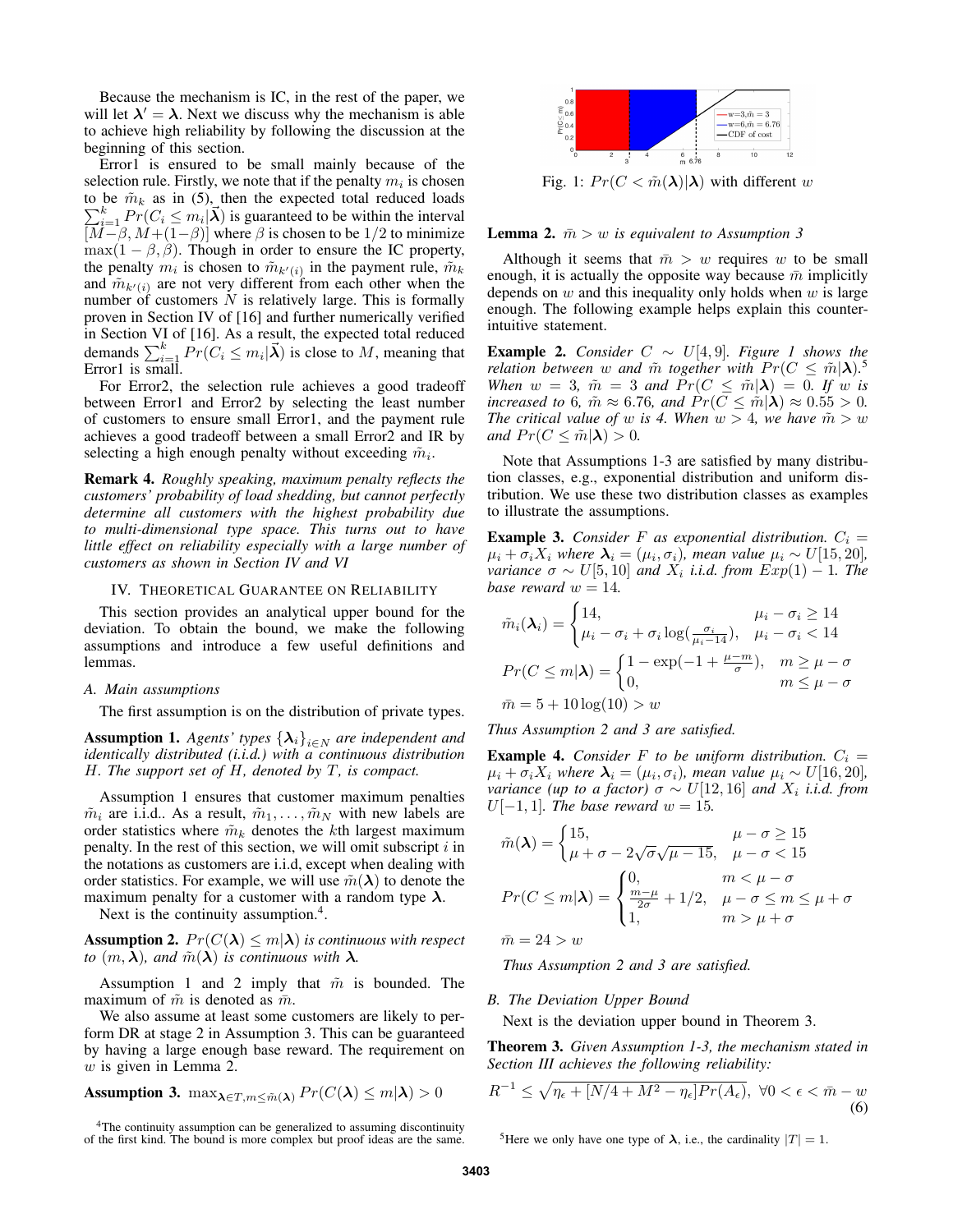Because the mechanism is IC, in the rest of the paper, we will let $\boldsymbol{\lambda}' = \boldsymbol{\lambda}$. Next we discuss why the mechanism is able to achieve high reliability by following the discussion at the beginning of this section.

Error1 is ensured to be small mainly because of the selection rule. Firstly, we note that if the penalty $m_i$ is chosen to be $\tilde{m}_k$ as in (5), then the expected total reduced loads $\sum_{i=1}^{k} Pr(C_i \le m_i|\tilde{\boldsymbol{\lambda}})$ is guaranteed to be within the interval $[M-\beta, M+(1-\beta)]$ where $\beta$ is chosen to be $1/2$ to minimize $\max(1-\beta, \beta)$. Though in order to ensure the IC property, the penalty $m_i$ is chosen to $\tilde{m}_{k'(i)}$ in the payment rule, $\tilde{m}_k$ and $\tilde{m}_{k'(i)}$ are not very different from each other when the number of customers $N$ is relatively large. This is formally proven in Section IV of [16] and further numerically verified in Section VI of [16]. As a result, the expected total reduced demands $\sum_{i=1}^{k} Pr(C_i \le m_i|\tilde{\boldsymbol{\lambda}})$ is close to $M$, meaning that Error1 is small.

For Error2, the selection rule achieves a good tradeoff between Error1 and Error2 by selecting the least number of customers to ensure small Error1, and the payment rule achieves a good tradeoff between a small Error2 and IR by selecting a high enough penalty without exceeding $\tilde{m}_i$.

**Remark 4.** *Roughly speaking, maximum penalty reflects the customers' probability of load shedding, but cannot perfectly determine all customers with the highest probability due to multi-dimensional type space. This turns out to have little effect on reliability especially with a large number of customers as shown in Section IV and VI*

## IV. Theoretical Guarantee on Reliability

This section provides an analytical upper bound for the deviation. To obtain the bound, we make the following assumptions and introduce a few useful definitions and lemmas.

### A. Main assumptions

The first assumption is on the distribution of private types.

**Assumption 1.** *Agents' types $\{\boldsymbol{\lambda}_i\}_{i \in N}$ are independent and identically distributed (i.i.d.) with a continuous distribution $H$. The support set of $H$, denoted by $T$, is compact.*

Assumption 1 ensures that customer maximum penalties $\tilde{m}_i$ are i.i.d.. As a result, $\tilde{m}_1, \ldots, \tilde{m}_N$ with new labels are order statistics where $\tilde{m}_k$ denotes the $k$th largest maximum penalty. In the rest of this section, we will omit subscript $i$ in the notations as customers are i.i.d, except when dealing with order statistics. For example, we will use $\tilde{m}(\boldsymbol{\lambda})$ to denote the maximum penalty for a customer with a random type $\boldsymbol{\lambda}$.

Next is the continuity assumption.[4].

**Assumption 2.** *$Pr(C(\boldsymbol{\lambda}) \le m|\boldsymbol{\lambda})$ is continuous with respect to $(m, \boldsymbol{\lambda})$, and $\tilde{m}(\boldsymbol{\lambda})$ is continuous with $\boldsymbol{\lambda}$.*

Assumption 1 and 2 imply that $\tilde{m}$ is bounded. The maximum of $\tilde{m}$ is denoted as $\bar{m}$.

We also assume at least some customers are likely to perform DR at stage 2 in Assumption 3. This can be guaranteed by having a large enough base reward. The requirement on $w$ is given in Lemma 2.

**Assumption 3.** $\max_{\boldsymbol{\lambda} \in T, m \le \tilde{m}(\boldsymbol{\lambda})} Pr(C(\boldsymbol{\lambda}) \le m|\boldsymbol{\lambda}) > 0$

[4]The continuity assumption can be generalized to assuming discontinuity of the first kind. The bound is more complex but proof ideas are the same.

Fig. 1: $Pr(C < \tilde{m}(\boldsymbol{\lambda})|\boldsymbol{\lambda})$ with different $w$

**Lemma 2.** *$\bar{m} > w$ is equivalent to Assumption 3*

Although it seems that $\bar{m} > w$ requires $w$ to be small enough, it is actually the opposite way because $\bar{m}$ implicitly depends on $w$ and this inequality only holds when $w$ is large enough. The following example helps explain this counter-intuitive statement.

**Example 2.** *Consider $C \sim U[4, 9]$. Figure 1 shows the relation between $w$ and $\tilde{m}$ together with $Pr(C \le \tilde{m}|\boldsymbol{\lambda})$.[5] When $w = 3$, $\tilde{m} = 3$ and $Pr(C \le \tilde{m}|\boldsymbol{\lambda}) = 0$. If $w$ is increased to 6, $\tilde{m} \approx 6.76$, and $Pr(C \le \tilde{m}|\boldsymbol{\lambda}) \approx 0.55 > 0$. The critical value of $w$ is 4. When $w > 4$, we have $\tilde{m} > w$ and $Pr(C \le \tilde{m}|\boldsymbol{\lambda}) > 0$.*

Note that Assumptions 1-3 are satisfied by many distribution classes, e.g., exponential distribution and uniform distribution. We use these two distribution classes as examples to illustrate the assumptions.

**Example 3.** *Consider $F$ as exponential distribution. $C_i = \mu_i + \sigma_i X_i$ where $\boldsymbol{\lambda}_i = (\mu_i, \sigma_i)$, mean value $\mu_i \sim U[15, 20]$, variance $\sigma \sim U[5, 10]$ and $X_i$ i.i.d. from $Exp(1) - 1$. The base reward $w = 14$.*

$$\tilde{m}_i(\boldsymbol{\lambda}_i) = \begin{cases} 14, & \mu_i - \sigma_i \ge 14 \\ \mu_i - \sigma_i + \sigma_i \log(\frac{\sigma_i}{\mu_i - 14}), & \mu_i - \sigma_i < 14 \end{cases}$$

$$Pr(C \le m|\boldsymbol{\lambda}) = \begin{cases} 1 - \exp(-1 + \frac{\mu - m}{\sigma}), & m \ge \mu - \sigma \\ 0, & m \le \mu - \sigma \end{cases}$$

$$\bar{m} = 5 + 10\log(10) > w$$

*Thus Assumption 2 and 3 are satisfied.*

**Example 4.** *Consider $F$ to be uniform distribution. $C_i = \mu_i + \sigma_i X_i$ where $\boldsymbol{\lambda}_i = (\mu_i, \sigma_i)$, mean value $\mu_i \sim U[16, 20]$, variance (up to a factor) $\sigma \sim U[12, 16]$ and $X_i$ i.i.d. from $U[-1, 1]$. The base reward $w = 15$.*

$$\tilde{m}(\boldsymbol{\lambda}) = \begin{cases} 15, & \mu - \sigma \ge 15 \\ \mu + \sigma - 2\sqrt{\sigma}\sqrt{\mu - 15}, & \mu - \sigma < 15 \end{cases}$$

$$Pr(C \le m|\boldsymbol{\lambda}) = \begin{cases} 0, & m < \mu - \sigma \\ \frac{m - \mu}{2\sigma} + 1/2, & \mu - \sigma \le m \le \mu + \sigma \\ 1, & m > \mu + \sigma \end{cases}$$

$$\bar{m} = 24 > w$$

*Thus Assumption 2 and 3 are satisfied.*

### B. The Deviation Upper Bound

Next is the deviation upper bound in Theorem 3.

**Theorem 3.** *Given Assumption 1-3, the mechanism stated in Section III achieves the following reliability:*

$$R^{-1} \le \sqrt{\eta_\epsilon + [N/4 + M^2 - \eta_\epsilon] Pr(A_\epsilon)}, \ \forall 0 < \epsilon < \bar{m} - w \tag{6}$$

[5]Here we only have one type of $\boldsymbol{\lambda}$, i.e., the cardinality $|T| = 1$.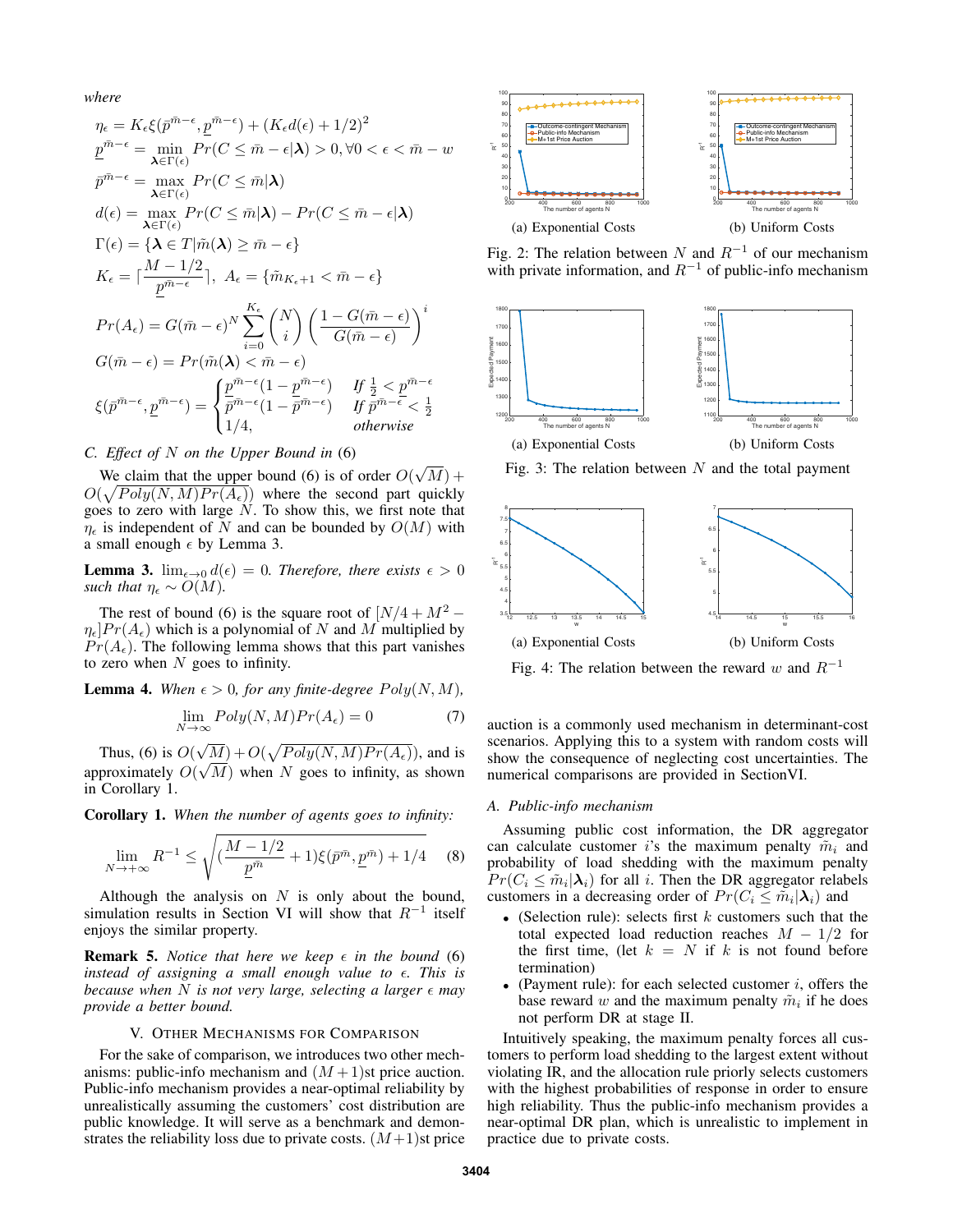where

$$
\begin{aligned}
\eta_\epsilon &= K_\epsilon \xi(\bar{p}^{\bar{m}-\epsilon}, \underline{p}^{\bar{m}-\epsilon}) + (K_\epsilon d(\epsilon) + 1/2)^2 \\
\underline{p}^{\bar{m}-\epsilon} &= \min_{\boldsymbol{\lambda} \in \Gamma(\epsilon)} Pr(C \le \bar{m} - \epsilon | \boldsymbol{\lambda}) > 0, \forall 0 < \epsilon < \bar{m} - w \\
\bar{p}^{\bar{m}-\epsilon} &= \max_{\boldsymbol{\lambda} \in \Gamma(\epsilon)} Pr(C \le \bar{m} | \boldsymbol{\lambda}) \\
d(\epsilon) &= \max_{\boldsymbol{\lambda} \in \Gamma(\epsilon)} Pr(C \le \bar{m} | \boldsymbol{\lambda}) - Pr(C \le \bar{m} - \epsilon | \boldsymbol{\lambda}) \\
\Gamma(\epsilon) &= \{\boldsymbol{\lambda} \in T | \tilde{m}(\boldsymbol{\lambda}) \ge \bar{m} - \epsilon\} \\
K_\epsilon &= \lceil \frac{M - 1/2}{\underline{p}^{\bar{m}-\epsilon}} \rceil, \ A_\epsilon = \{\tilde{m}_{K_\epsilon + 1} < \bar{m} - \epsilon\} \\
Pr(A_\epsilon) &= G(\bar{m} - \epsilon)^N \sum_{i=0}^{K_\epsilon} \binom{N}{i} \left( \frac{1 - G(\bar{m} - \epsilon)}{G(\bar{m} - \epsilon)} \right)^i \\
G(\bar{m} - \epsilon) &= Pr(\tilde{m}(\boldsymbol{\lambda}) < \bar{m} - \epsilon) \\
\xi(\bar{p}^{\bar{m}-\epsilon}, \underline{p}^{\bar{m}-\epsilon}) &= \begin{cases} \underline{p}^{\bar{m}-\epsilon}(1 - \underline{p}^{\bar{m}-\epsilon}) & \text{If } \frac{1}{2} < \underline{p}^{\bar{m}-\epsilon} \\ \bar{p}^{\bar{m}-\epsilon}(1 - \bar{p}^{\bar{m}-\epsilon}) & \text{If } \bar{p}^{\bar{m}-\epsilon} < \frac{1}{2} \\ 1/4, & \text{otherwise} \end{cases}
\end{aligned}
$$

### C. Effect of $N$ on the Upper Bound in (6)

We claim that the upper bound (6) is of order $O(\sqrt{M}) + O(\sqrt{Poly(N,M)Pr(A_\epsilon)})$ where the second part quickly goes to zero with large $N$. To show this, we first note that $\eta_\epsilon$ is independent of $N$ and can be bounded by $O(M)$ with a small enough $\epsilon$ by Lemma 3.

**Lemma 3.** *$\lim_{\epsilon \to 0} d(\epsilon) = 0$. Therefore, there exists $\epsilon > 0$ such that $\eta_\epsilon \sim O(M)$.*

The rest of bound (6) is the square root of $[N/4 + M^2 - \eta_\epsilon]Pr(A_\epsilon)$ which is a polynomial of $N$ and $M$ multiplied by $Pr(A_\epsilon)$. The following lemma shows that this part vanishes to zero when $N$ goes to infinity.

**Lemma 4.** *When $\epsilon > 0$, for any finite-degree $Poly(N,M)$,*

$$
\lim_{N \to \infty} Poly(N,M)Pr(A_\epsilon) = 0 \tag{7}
$$

Thus, (6) is $O(\sqrt{M}) + O(\sqrt{Poly(N,M)Pr(A_\epsilon)})$, and is approximately $O(\sqrt{M})$ when $N$ goes to infinity, as shown in Corollary 1.

**Corollary 1.** *When the number of agents goes to infinity:*

$$
\lim_{N \to +\infty} R^{-1} \le \sqrt{\left(\frac{M - 1/2}{\underline{p}^{\bar{m}}} + 1\right)\xi(\bar{p}^{\bar{m}}, \underline{p}^{\bar{m}}) + 1/4} \tag{8}
$$

Although the analysis on $N$ is only about the bound, simulation results in Section VI will show that $R^{-1}$ itself enjoys the similar property.

**Remark 5.** *Notice that here we keep $\epsilon$ in the bound (6) instead of assigning a small enough value to $\epsilon$. This is because when $N$ is not very large, selecting a larger $\epsilon$ may provide a better bound.*

## V. Other Mechanisms for Comparison

For the sake of comparison, we introduces two other mechanisms: public-info mechanism and $(M+1)$st price auction. Public-info mechanism provides a near-optimal reliability by unrealistically assuming the customers' cost distribution are public knowledge. It will serve as a benchmark and demonstrates the reliability loss due to private costs. $(M+1)$st price auction is a commonly used mechanism in determinant-cost scenarios. Applying this to a system with random costs will show the consequence of neglecting cost uncertainties. The numerical comparisons are provided in SectionVI.

Fig. 2: The relation between $N$ and $R^{-1}$ of our mechanism with private information, and $R^{-1}$ of public-info mechanism

(a) Exponential Costs (b) Uniform Costs

Fig. 3: The relation between $N$ and the total payment

(a) Exponential Costs (b) Uniform Costs

Fig. 4: The relation between the reward $w$ and $R^{-1}$

(a) Exponential Costs (b) Uniform Costs

### A. Public-info mechanism

Assuming public cost information, the DR aggregator can calculate customer $i$'s the maximum penalty $\tilde{m}_i$ and probability of load shedding with the maximum penalty $Pr(C_i \le \tilde{m}_i | \boldsymbol{\lambda}_i)$ for all $i$. Then the DR aggregator relabels customers in a decreasing order of $Pr(C_i \le \tilde{m}_i | \boldsymbol{\lambda}_i)$ and

- (Selection rule): selects first $k$ customers such that the total expected load reduction reaches $M - 1/2$ for the first time, (let $k = N$ if $k$ is not found before termination)
- (Payment rule): for each selected customer $i$, offers the base reward $w$ and the maximum penalty $\tilde{m}_i$ if he does not perform DR at stage II.

Intuitively speaking, the maximum penalty forces all customers to perform load shedding to the largest extent without violating IR, and the allocation rule priorly selects customers with the highest probabilities of response in order to ensure high reliability. Thus the public-info mechanism provides a near-optimal DR plan, which is unrealistic to implement in practice due to private costs.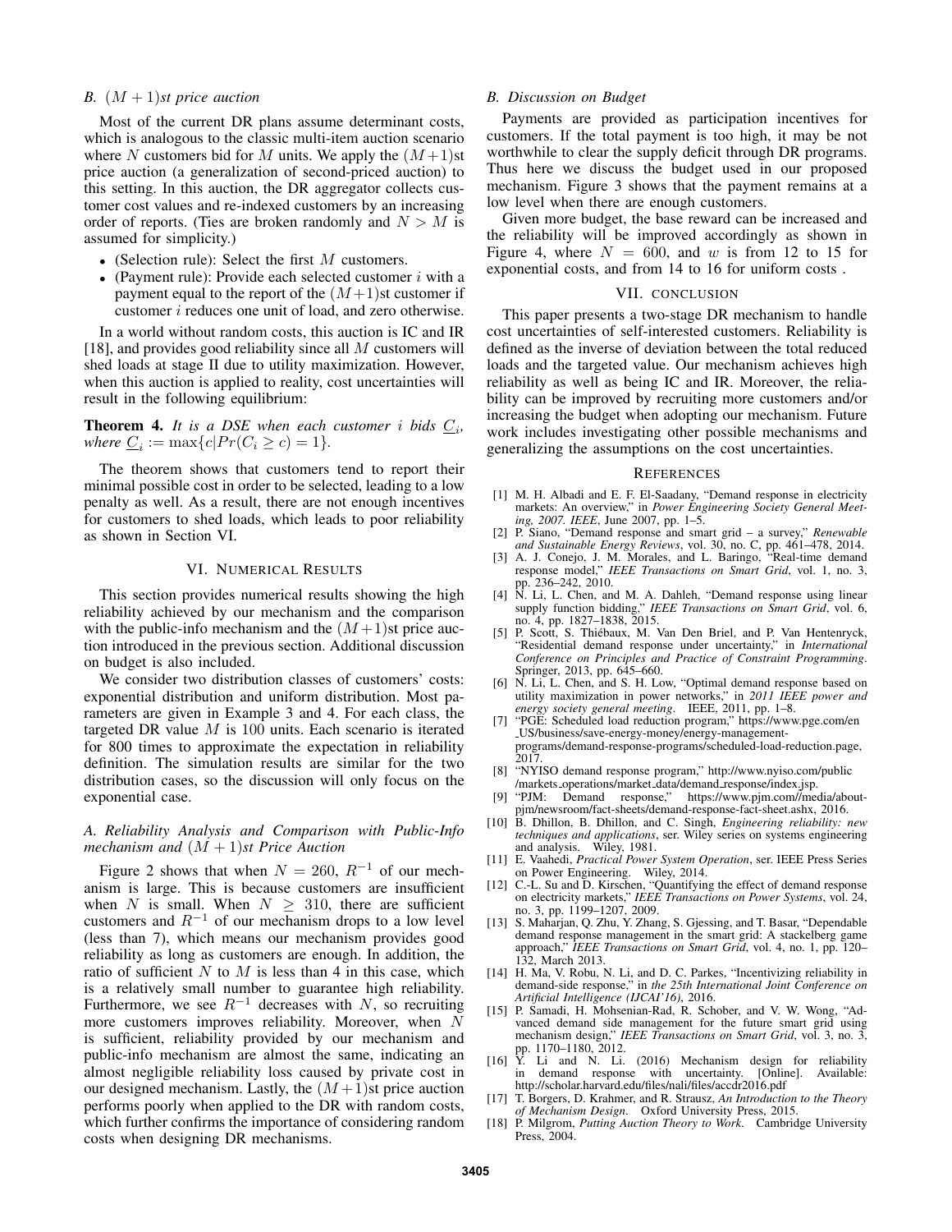### B. $(M+1)$st price auction

Most of the current DR plans assume determinant costs, which is analogous to the classic multi-item auction scenario where $N$ customers bid for $M$ units. We apply the $(M+1)$st price auction (a generalization of second-priced auction) to this setting. In this auction, the DR aggregator collects customer cost values and re-indexed customers by an increasing order of reports. (Ties are broken randomly and $N > M$ is assumed for simplicity.)

- (Selection rule): Select the first $M$ customers.
- (Payment rule): Provide each selected customer $i$ with a payment equal to the report of the $(M+1)$st customer if customer $i$ reduces one unit of load, and zero otherwise.

In a world without random costs, this auction is IC and IR [18], and provides good reliability since all $M$ customers will shed loads at stage II due to utility maximization. However, when this auction is applied to reality, cost uncertainties will result in the following equilibrium:

**Theorem 4.** *It is a DSE when each customer $i$ bids $\underline{C}_i$, where $\underline{C}_i := \max\{c|Pr(C_i \geq c) = 1\}$.*

The theorem shows that customers tend to report their minimal possible cost in order to be selected, leading to a low penalty as well. As a result, there are not enough incentives for customers to shed loads, which leads to poor reliability as shown in Section VI.

## VI. Numerical Results

This section provides numerical results showing the high reliability achieved by our mechanism and the comparison with the public-info mechanism and the $(M+1)$st price auction introduced in the previous section. Additional discussion on budget is also included.

We consider two distribution classes of customers' costs: exponential distribution and uniform distribution. Most parameters are given in Example 3 and 4. For each class, the targeted DR value $M$ is 100 units. Each scenario is iterated for 800 times to approximate the expectation in reliability definition. The simulation results are similar for the two distribution cases, so the discussion will only focus on the exponential case.

### A. Reliability Analysis and Comparison with Public-Info mechanism and $(M+1)$st Price Auction

Figure 2 shows that when $N = 260$, $R^{-1}$ of our mechanism is large. This is because customers are insufficient when $N$ is small. When $N \geq 310$, there are sufficient customers and $R^{-1}$ of our mechanism drops to a low level (less than 7), which means our mechanism provides good reliability as long as customers are enough. In addition, the ratio of sufficient $N$ to $M$ is less than 4 in this case, which is a relatively small number to guarantee high reliability. Furthermore, we see $R^{-1}$ decreases with $N$, so recruiting more customers improves reliability. Moreover, when $N$ is sufficient, reliability provided by our mechanism and public-info mechanism are almost the same, indicating an almost negligible reliability loss caused by private cost in our designed mechanism. Lastly, the $(M+1)$st price auction performs poorly when applied to the DR with random costs, which further confirms the importance of considering random costs when designing DR mechanisms.

### B. Discussion on Budget

Payments are provided as participation incentives for customers. If the total payment is too high, it may be not worthwhile to clear the supply deficit through DR programs. Thus here we discuss the budget used in our proposed mechanism. Figure 3 shows that the payment remains at a low level when there are enough customers.

Given more budget, the base reward can be increased and the reliability will be improved accordingly as shown in Figure 4, where $N = 600$, and $w$ is from 12 to 15 for exponential costs, and from 14 to 16 for uniform costs .

## VII. Conclusion

This paper presents a two-stage DR mechanism to handle cost uncertainties of self-interested customers. Reliability is defined as the inverse of deviation between the total reduced loads and the targeted value. Our mechanism achieves high reliability as well as being IC and IR. Moreover, the reliability can be improved by recruiting more customers and/or increasing the budget when adopting our mechanism. Future work includes investigating other possible mechanisms and generalizing the assumptions on the cost uncertainties.

## References

[1] M. H. Albadi and E. F. El-Saadany, "Demand response in electricity markets: An overview," in *Power Engineering Society General Meeting, 2007. IEEE*, June 2007, pp. 1–5.

[2] P. Siano, "Demand response and smart grid – a survey," *Renewable and Sustainable Energy Reviews*, vol. 30, no. C, pp. 461–478, 2014.

[3] A. J. Conejo, J. M. Morales, and L. Baringo, "Real-time demand response model," *IEEE Transactions on Smart Grid*, vol. 1, no. 3, pp. 236–242, 2010.

[4] N. Li, L. Chen, and M. A. Dahleh, "Demand response using linear supply function bidding," *IEEE Transactions on Smart Grid*, vol. 6, no. 4, pp. 1827–1838, 2015.

[5] P. Scott, S. Thiébaux, M. Van Den Briel, and P. Van Hentenryck, "Residential demand response under uncertainty," in *International Conference on Principles and Practice of Constraint Programming*. Springer, 2013, pp. 645–660.

[6] N. Li, L. Chen, and S. H. Low, "Optimal demand response based on utility maximization in power networks," in *2011 IEEE power and energy society general meeting*. IEEE, 2011, pp. 1–8.

[7] "PGE: Scheduled load reduction program," https://www.pge.com/en_US/business/save-energy-money/energy-management-programs/demand-response-programs/scheduled-load-reduction.page, 2017.

[8] "NYISO demand response program," http://www.nyiso.com/public/markets_operations/market_data/demand_response/index.jsp.

[9] "PJM: Demand response," https://www.pjm.com/media/about-pjm/newsroom/fact-sheets/demand-response-fact-sheet.ashx, 2016.

[10] B. Dhillon, B. Dhillon, and C. Singh, *Engineering reliability: new techniques and applications*, ser. Wiley series on systems engineering and analysis. Wiley, 1981.

[11] E. Vaahedi, *Practical Power System Operation*, ser. IEEE Press Series on Power Engineering. Wiley, 2014.

[12] C.-L. Su and D. Kirschen, "Quantifying the effect of demand response on electricity markets," *IEEE Transactions on Power Systems*, vol. 24, no. 3, pp. 1199–1207, 2009.

[13] S. Maharjan, Q. Zhu, Y. Zhang, S. Gjessing, and T. Basar, "Dependable demand response management in the smart grid: A stackelberg game approach," *IEEE Transactions on Smart Grid*, vol. 4, no. 1, pp. 120–132, March 2013.

[14] H. Ma, V. Robu, N. Li, and D. C. Parkes, "Incentivizing reliability in demand-side response," in *the 25th International Joint Conference on Artificial Intelligence (IJCAI'16)*, 2016.

[15] P. Samadi, H. Mohsenian-Rad, R. Schober, and V. W. Wong, "Advanced demand side management for the future smart grid using mechanism design," *IEEE Transactions on Smart Grid*, vol. 3, no. 3, pp. 1170–1180, 2012.

[16] Y. Li and N. Li. (2016) Mechanism design for reliability in demand response with uncertainty. [Online]. Available: http://scholar.harvard.edu/files/nali/files/accdr2016.pdf

[17] T. Borgers, D. Krahmer, and R. Strausz, *An Introduction to the Theory of Mechanism Design*. Oxford University Press, 2015.

[18] P. Milgrom, *Putting Auction Theory to Work*. Cambridge University Press, 2004.